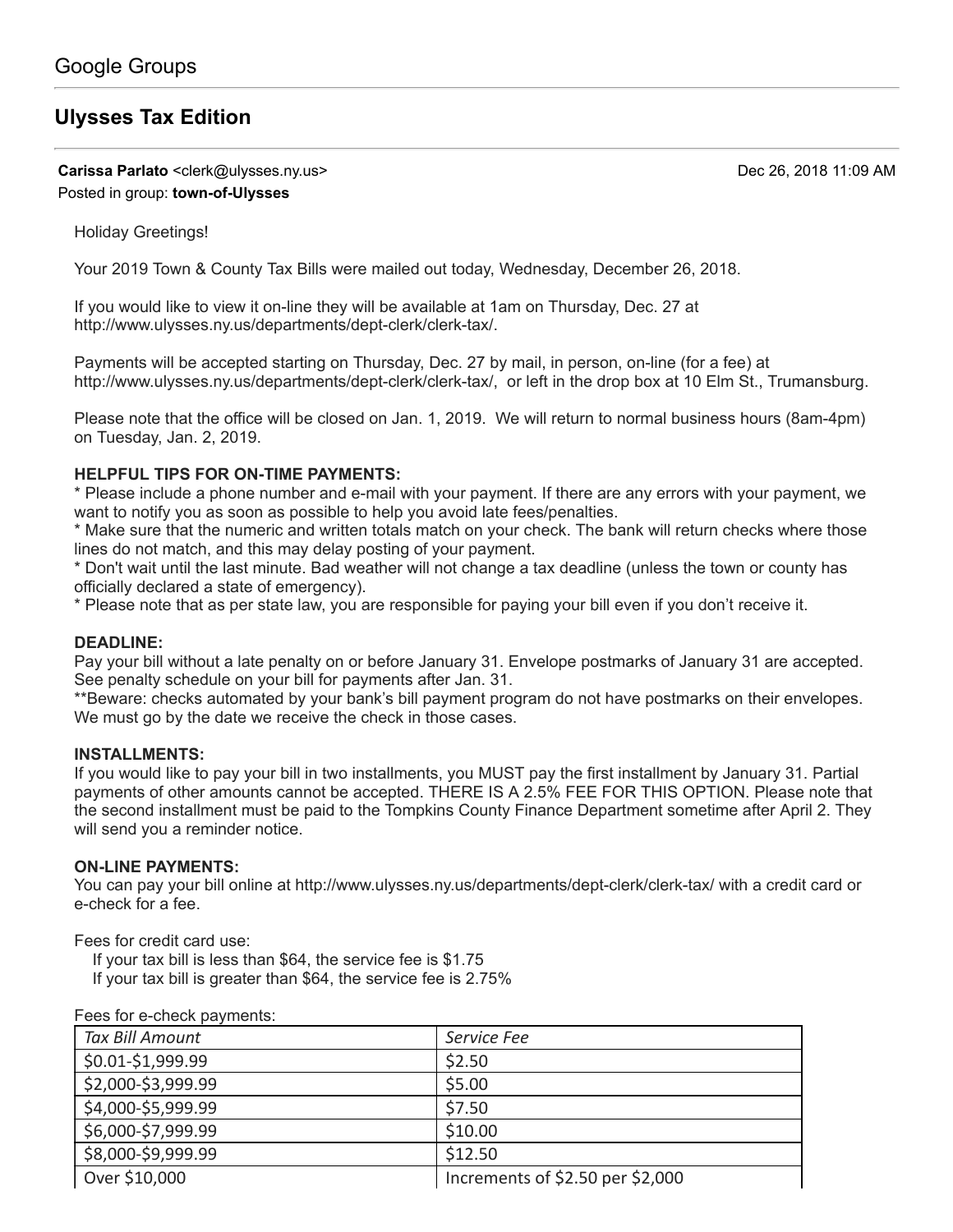Google Groups

# Ulysses Tax Edition

**Carissa Parlato** <clerk@ulysses.ny.us> Dec 26, 2018 11:09 AM
Posted in group: **town-of-Ulysses**

Holiday Greetings!

Your 2019 Town & County Tax Bills were mailed out today, Wednesday, December 26, 2018.

If you would like to view it on-line they will be available at 1am on Thursday, Dec. 27 at http://www.ulysses.ny.us/departments/dept-clerk/clerk-tax/.

Payments will be accepted starting on Thursday, Dec. 27 by mail, in person, on-line (for a fee) at http://www.ulysses.ny.us/departments/dept-clerk/clerk-tax/, or left in the drop box at 10 Elm St., Trumansburg.

Please note that the office will be closed on Jan. 1, 2019. We will return to normal business hours (8am-4pm) on Tuesday, Jan. 2, 2019.

**HELPFUL TIPS FOR ON-TIME PAYMENTS:**
* Please include a phone number and e-mail with your payment. If there are any errors with your payment, we want to notify you as soon as possible to help you avoid late fees/penalties.
* Make sure that the numeric and written totals match on your check. The bank will return checks where those lines do not match, and this may delay posting of your payment.
* Don't wait until the last minute. Bad weather will not change a tax deadline (unless the town or county has officially declared a state of emergency).
* Please note that as per state law, you are responsible for paying your bill even if you don't receive it.

**DEADLINE:**
Pay your bill without a late penalty on or before January 31. Envelope postmarks of January 31 are accepted. See penalty schedule on your bill for payments after Jan. 31.
**Beware: checks automated by your bank's bill payment program do not have postmarks on their envelopes. We must go by the date we receive the check in those cases.

**INSTALLMENTS:**
If you would like to pay your bill in two installments, you MUST pay the first installment by January 31. Partial payments of other amounts cannot be accepted. THERE IS A 2.5% FEE FOR THIS OPTION. Please note that the second installment must be paid to the Tompkins County Finance Department sometime after April 2. They will send you a reminder notice.

**ON-LINE PAYMENTS:**
You can pay your bill online at http://www.ulysses.ny.us/departments/dept-clerk/clerk-tax/ with a credit card or e-check for a fee.

Fees for credit card use:
If your tax bill is less than $64, the service fee is $1.75
If your tax bill is greater than $64, the service fee is 2.75%

Fees for e-check payments:

| *Tax Bill Amount* | *Service Fee* |
|---|---|
| $0.01-$1,999.99 | $2.50 |
| $2,000-$3,999.99 | $5.00 |
| $4,000-$5,999.99 | $7.50 |
| $6,000-$7,999.99 | $10.00 |
| $8,000-$9,999.99 | $12.50 |
| Over $10,000 | Increments of $2.50 per $2,000 |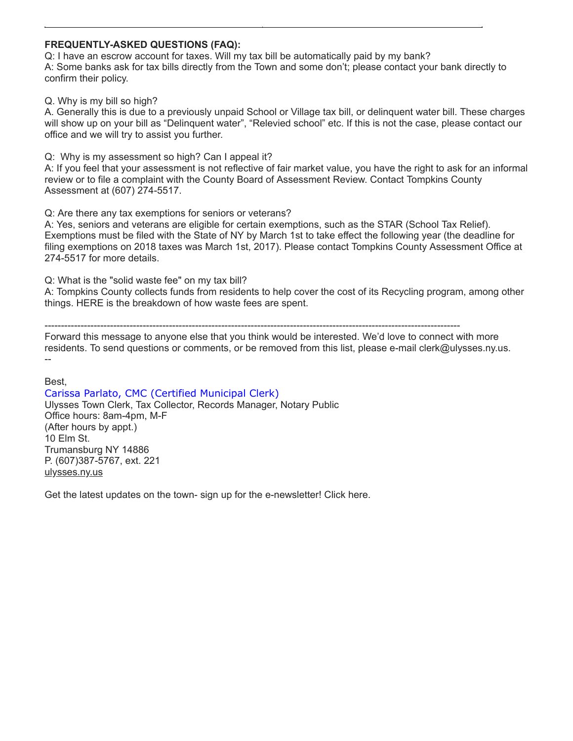**FREQUENTLY-ASKED QUESTIONS (FAQ):**

Q: I have an escrow account for taxes. Will my tax bill be automatically paid by my bank?
A: Some banks ask for tax bills directly from the Town and some don't; please contact your bank directly to confirm their policy.

Q. Why is my bill so high?
A. Generally this is due to a previously unpaid School or Village tax bill, or delinquent water bill. These charges will show up on your bill as "Delinquent water", "Relevied school" etc. If this is not the case, please contact our office and we will try to assist you further.

Q: Why is my assessment so high? Can I appeal it?
A: If you feel that your assessment is not reflective of fair market value, you have the right to ask for an informal review or to file a complaint with the County Board of Assessment Review. Contact Tompkins County Assessment at (607) 274-5517.

Q: Are there any tax exemptions for seniors or veterans?
A: Yes, seniors and veterans are eligible for certain exemptions, such as the STAR (School Tax Relief). Exemptions must be filed with the State of NY by March 1st to take effect the following year (the deadline for filing exemptions on 2018 taxes was March 1st, 2017). Please contact Tompkins County Assessment Office at 274-5517 for more details.

Q: What is the "solid waste fee" on my tax bill?
A: Tompkins County collects funds from residents to help cover the cost of its Recycling program, among other things. HERE is the breakdown of how waste fees are spent.

---

Forward this message to anyone else that you think would be interested. We'd love to connect with more residents. To send questions or comments, or be removed from this list, please e-mail clerk@ulysses.ny.us.
--

Best,
Carissa Parlato, CMC (Certified Municipal Clerk)
Ulysses Town Clerk, Tax Collector, Records Manager, Notary Public
Office hours: 8am-4pm, M-F
(After hours by appt.)
10 Elm St.
Trumansburg NY 14886
P. (607)387-5767, ext. 221
ulysses.ny.us

Get the latest updates on the town- sign up for the e-newsletter! Click here.